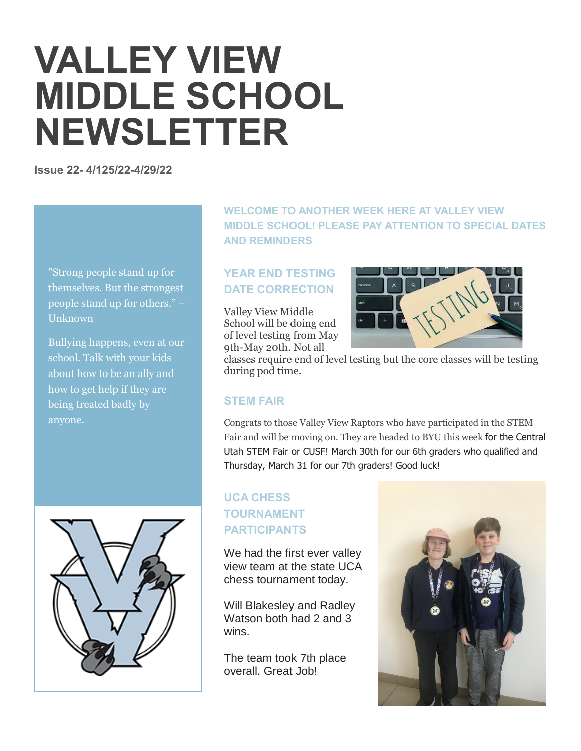# VALLEY VIEW MIDDLE SCHOOL NEWSLETTER

**Issue 22- 4/125/22-4/29/22**

"Strong people stand up for themselves. But the strongest people stand up for others." – Unknown

Bullying happens, even at our school. Talk with your kids about how to be an ally and how to get help if they are being treated badly by anyone.

## WELCOME TO ANOTHER WEEK HERE AT VALLEY VIEW MIDDLE SCHOOL! PLEASE PAY ATTENTION TO SPECIAL DATES AND REMINDERS

### YEAR END TESTING DATE CORRECTION

Valley View Middle School will be doing end of level testing from May 9th-May 20th. Not all classes require end of level testing but the core classes will be testing during pod time.

### STEM FAIR

Congrats to those Valley View Raptors who have participated in the STEM Fair and will be moving on. They are headed to BYU this week for the Central Utah STEM Fair or CUSF! March 30th for our 6th graders who qualified and Thursday, March 31 for our 7th graders! Good luck!

### UCA CHESS TOURNAMENT PARTICIPANTS

We had the first ever valley view team at the state UCA chess tournament today.

Will Blakesley and Radley Watson both had 2 and 3 wins.

The team took 7th place overall. Great Job!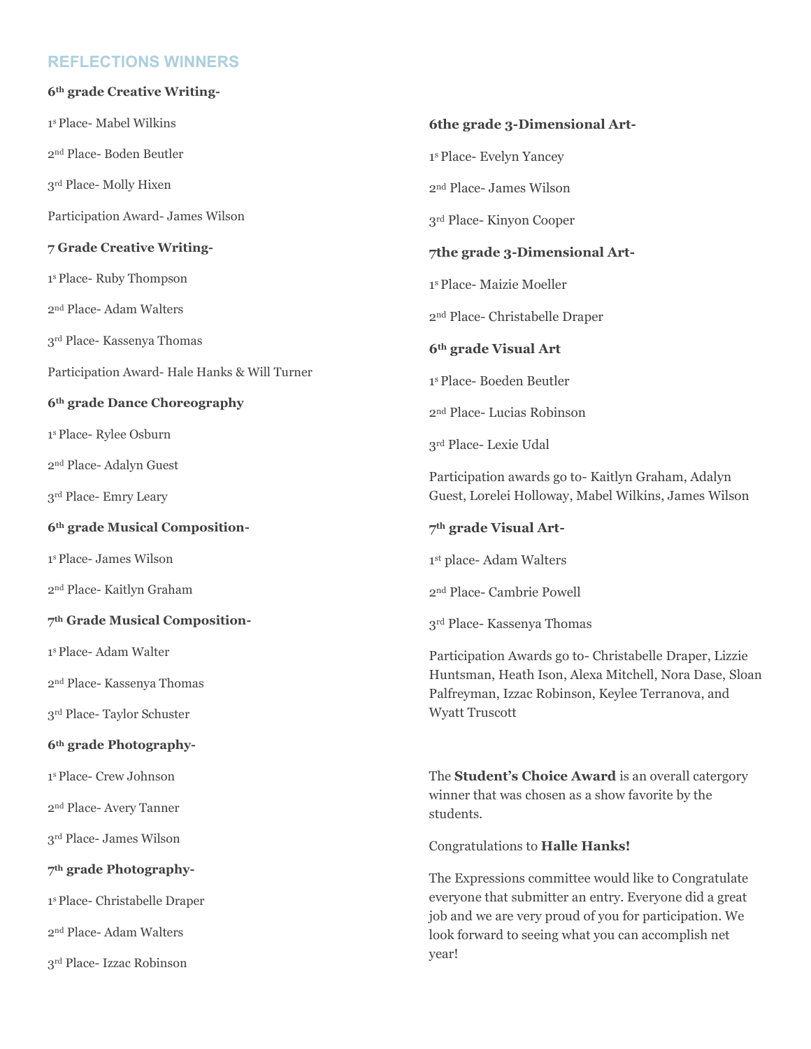## REFLECTIONS WINNERS

**6th grade Creative Writing-**

1s Place- Mabel Wilkins

2nd Place- Boden Beutler

3rd Place- Molly Hixen

Participation Award- James Wilson

**7 Grade Creative Writing-**

1s Place- Ruby Thompson

2nd Place- Adam Walters

3rd Place- Kassenya Thomas

Participation Award- Hale Hanks & Will Turner

**6th grade Dance Choreography**

1s Place- Rylee Osburn

2nd Place- Adalyn Guest

3rd Place- Emry Leary

**6th grade Musical Composition-**

1s Place- James Wilson

2nd Place- Kaitlyn Graham

**7th Grade Musical Composition-**

1s Place- Adam Walter

2nd Place- Kassenya Thomas

3rd Place- Taylor Schuster

**6th grade Photography-**

1s Place- Crew Johnson

2nd Place- Avery Tanner

3rd Place- James Wilson

**7th grade Photography-**

1s Place- Christabelle Draper

2nd Place- Adam Walters

3rd Place- Izzac Robinson

**6the grade 3-Dimensional Art-**

1s Place- Evelyn Yancey

2nd Place- James Wilson

3rd Place- Kinyon Cooper

**7the grade 3-Dimensional Art-**

1s Place- Maizie Moeller

2nd Place- Christabelle Draper

**6th grade Visual Art**

1s Place- Boeden Beutler

2nd Place- Lucias Robinson

3rd Place- Lexie Udal

Participation awards go to- Kaitlyn Graham, Adalyn Guest, Lorelei Holloway, Mabel Wilkins, James Wilson

**7th grade Visual Art-**

1st place- Adam Walters

2nd Place- Cambrie Powell

3rd Place- Kassenya Thomas

Participation Awards go to- Christabelle Draper, Lizzie Huntsman, Heath Ison, Alexa Mitchell, Nora Dase, Sloan Palfreyman, Izzac Robinson, Keylee Terranova, and Wyatt Truscott

The **Student's Choice Award** is an overall catergory winner that was chosen as a show favorite by the students.

Congratulations to **Halle Hanks!**

The Expressions committee would like to Congratulate everyone that submitter an entry. Everyone did a great job and we are very proud of you for participation. We look forward to seeing what you can accomplish net year!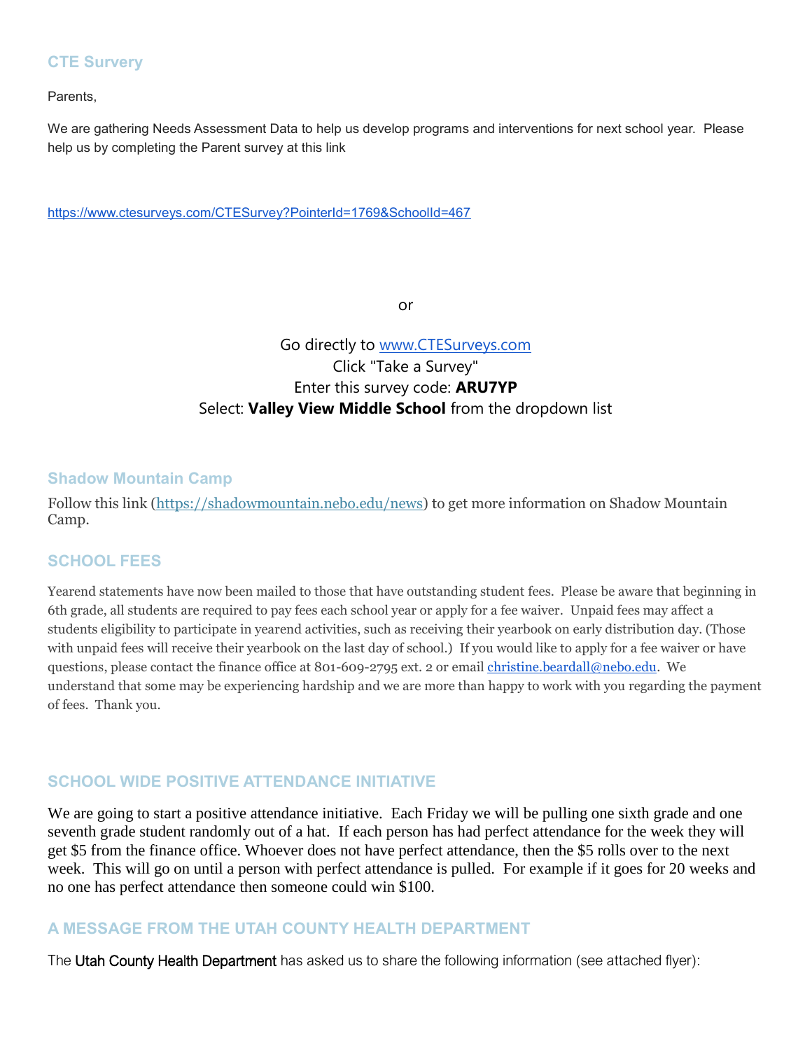### CTE Survery

Parents,

We are gathering Needs Assessment Data to help us develop programs and interventions for next school year. Please help us by completing the Parent survey at this link

https://www.ctesurveys.com/CTESurvey?PointerId=1769&SchoolId=467

or

Go directly to www.CTESurveys.com
Click "Take a Survey"
Enter this survey code: **ARU7YP**
Select: **Valley View Middle School** from the dropdown list

### Shadow Mountain Camp

Follow this link (https://shadowmountain.nebo.edu/news) to get more information on Shadow Mountain Camp.

### SCHOOL FEES

Yearend statements have now been mailed to those that have outstanding student fees. Please be aware that beginning in 6th grade, all students are required to pay fees each school year or apply for a fee waiver. Unpaid fees may affect a students eligibility to participate in yearend activities, such as receiving their yearbook on early distribution day. (Those with unpaid fees will receive their yearbook on the last day of school.) If you would like to apply for a fee waiver or have questions, please contact the finance office at 801-609-2795 ext. 2 or email christine.beardall@nebo.edu. We understand that some may be experiencing hardship and we are more than happy to work with you regarding the payment of fees. Thank you.

### SCHOOL WIDE POSITIVE ATTENDANCE INITIATIVE

We are going to start a positive attendance initiative. Each Friday we will be pulling one sixth grade and one seventh grade student randomly out of a hat. If each person has had perfect attendance for the week they will get $5 from the finance office. Whoever does not have perfect attendance, then the $5 rolls over to the next week. This will go on until a person with perfect attendance is pulled. For example if it goes for 20 weeks and no one has perfect attendance then someone could win $100.

### A MESSAGE FROM THE UTAH COUNTY HEALTH DEPARTMENT

The Utah County Health Department has asked us to share the following information (see attached flyer):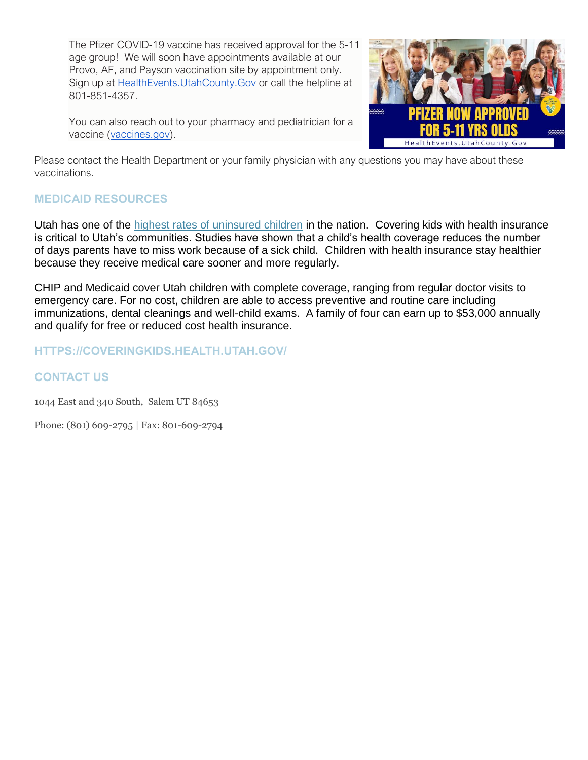The Pfizer COVID-19 vaccine has received approval for the 5-11 age group! We will soon have appointments available at our Provo, AF, and Payson vaccination site by appointment only. Sign up at [HealthEvents.UtahCounty.Gov](HealthEvents.UtahCounty.Gov) or call the helpline at 801-851-4357.

You can also reach out to your pharmacy and pediatrician for a vaccine ([vaccines.gov](vaccines.gov)).

Please contact the Health Department or your family physician with any questions you may have about these vaccinations.

## MEDICAID RESOURCES

Utah has one of the highest rates of uninsured children in the nation. Covering kids with health insurance is critical to Utah's communities. Studies have shown that a child's health coverage reduces the number of days parents have to miss work because of a sick child. Children with health insurance stay healthier because they receive medical care sooner and more regularly.

CHIP and Medicaid cover Utah children with complete coverage, ranging from regular doctor visits to emergency care. For no cost, children are able to access preventive and routine care including immunizations, dental cleanings and well-child exams. A family of four can earn up to $53,000 annually and qualify for free or reduced cost health insurance.

## HTTPS://COVERINGKIDS.HEALTH.UTAH.GOV/

## CONTACT US

1044 East and 340 South, Salem UT 84653

Phone: (801) 609-2795 | Fax: 801-609-2794